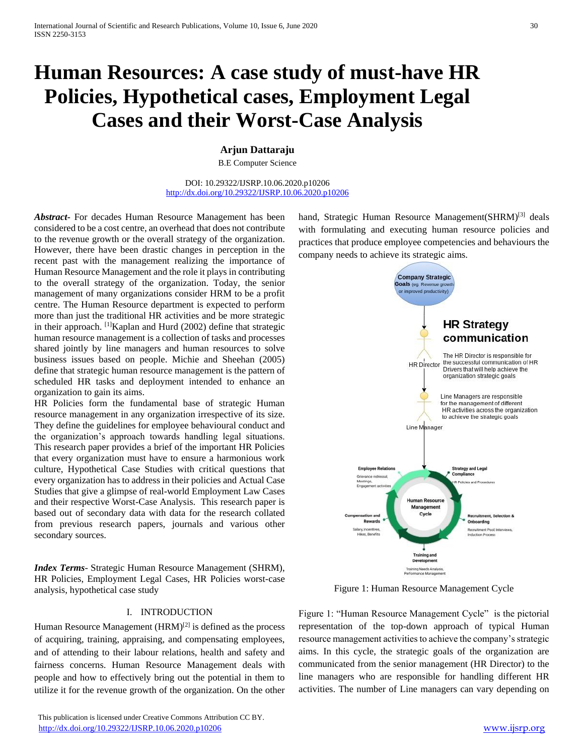# Human Resources: A case study of must-have HR Policies, Hypothetical cases, Employment Legal Cases and their Worst-Case Analysis

**Arjun Dattaraju**

B.E Computer Science

DOI: 10.29322/IJSRP.10.06.2020.p10206
http://dx.doi.org/10.29322/IJSRP.10.06.2020.p10206

***Abstract-*** For decades Human Resource Management has been considered to be a cost centre, an overhead that does not contribute to the revenue growth or the overall strategy of the organization. However, there have been drastic changes in perception in the recent past with the management realizing the importance of Human Resource Management and the role it plays in contributing to the overall strategy of the organization. Today, the senior management of many organizations consider HRM to be a profit centre. The Human Resource department is expected to perform more than just the traditional HR activities and be more strategic in their approach. [1]Kaplan and Hurd (2002) define that strategic human resource management is a collection of tasks and processes shared jointly by line managers and human resources to solve business issues based on people. Michie and Sheehan (2005) define that strategic human resource management is the pattern of scheduled HR tasks and deployment intended to enhance an organization to gain its aims.

HR Policies form the fundamental base of strategic Human resource management in any organization irrespective of its size. They define the guidelines for employee behavioural conduct and the organization's approach towards handling legal situations. This research paper provides a brief of the important HR Policies that every organization must have to ensure a harmonious work culture, Hypothetical Case Studies with critical questions that every organization has to address in their policies and Actual Case Studies that give a glimpse of real-world Employment Law Cases and their respective Worst-Case Analysis. This research paper is based out of secondary data with data for the research collated from previous research papers, journals and various other secondary sources.

***Index Terms-*** Strategic Human Resource Management (SHRM), HR Policies, Employment Legal Cases, HR Policies worst-case analysis, hypothetical case study

## I. INTRODUCTION

Human Resource Management (HRM)[2] is defined as the process of acquiring, training, appraising, and compensating employees, and of attending to their labour relations, health and safety and fairness concerns. Human Resource Management deals with people and how to effectively bring out the potential in them to utilize it for the revenue growth of the organization. On the other hand, Strategic Human Resource Management(SHRM)[3] deals with formulating and executing human resource policies and practices that produce employee competencies and behaviours the company needs to achieve its strategic aims.

Figure 1: Human Resource Management Cycle

Figure 1: "Human Resource Management Cycle" is the pictorial representation of the top-down approach of typical Human resource management activities to achieve the company's strategic aims. In this cycle, the strategic goals of the organization are communicated from the senior management (HR Director) to the line managers who are responsible for handling different HR activities. The number of Line managers can vary depending on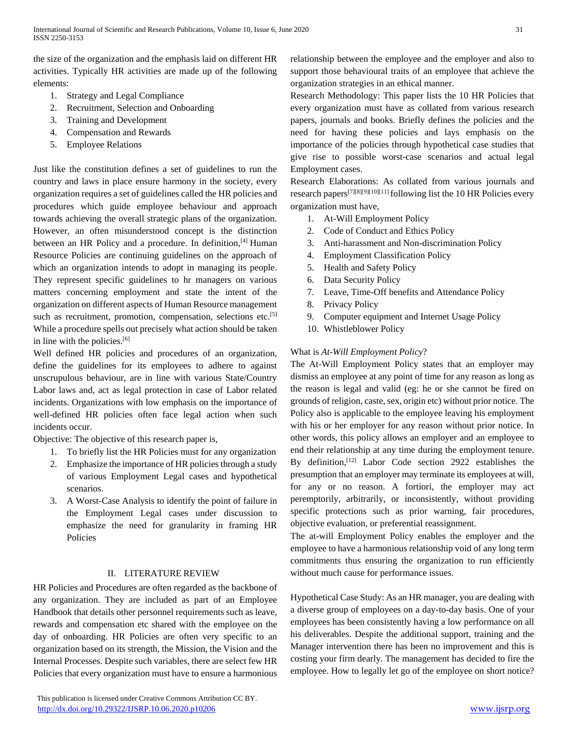the size of the organization and the emphasis laid on different HR activities. Typically HR activities are made up of the following elements:

1. Strategy and Legal Compliance
2. Recruitment, Selection and Onboarding
3. Training and Development
4. Compensation and Rewards
5. Employee Relations

Just like the constitution defines a set of guidelines to run the country and laws in place ensure harmony in the society, every organization requires a set of guidelines called the HR policies and procedures which guide employee behaviour and approach towards achieving the overall strategic plans of the organization. However, an often misunderstood concept is the distinction between an HR Policy and a procedure. In definition,[4] Human Resource Policies are continuing guidelines on the approach of which an organization intends to adopt in managing its people. They represent specific guidelines to hr managers on various matters concerning employment and state the intent of the organization on different aspects of Human Resource management such as recruitment, promotion, compensation, selections etc.[5] While a procedure spells out precisely what action should be taken in line with the policies.[6]

Well defined HR policies and procedures of an organization, define the guidelines for its employees to adhere to against unscrupulous behaviour, are in line with various State/Country Labor laws and, act as legal protection in case of Labor related incidents. Organizations with low emphasis on the importance of well-defined HR policies often face legal action when such incidents occur.

Objective: The objective of this research paper is,

1. To briefly list the HR Policies must for any organization
2. Emphasize the importance of HR policies through a study of various Employment Legal cases and hypothetical scenarios.
3. A Worst-Case Analysis to identify the point of failure in the Employment Legal cases under discussion to emphasize the need for granularity in framing HR Policies

## II. LITERATURE REVIEW

HR Policies and Procedures are often regarded as the backbone of any organization. They are included as part of an Employee Handbook that details other personnel requirements such as leave, rewards and compensation etc shared with the employee on the day of onboarding. HR Policies are often very specific to an organization based on its strength, the Mission, the Vision and the Internal Processes. Despite such variables, there are select few HR Policies that every organization must have to ensure a harmonious relationship between the employee and the employer and also to support those behavioural traits of an employee that achieve the organization strategies in an ethical manner.

Research Methodology: This paper lists the 10 HR Policies that every organization must have as collated from various research papers, journals and books. Briefly defines the policies and the need for having these policies and lays emphasis on the importance of the policies through hypothetical case studies that give rise to possible worst-case scenarios and actual legal Employment cases.

Research Elaborations: As collated from various journals and research papers[7][8][9][10][11] following list the 10 HR Policies every organization must have,

1. At-Will Employment Policy
2. Code of Conduct and Ethics Policy
3. Anti-harassment and Non-discrimination Policy
4. Employment Classification Policy
5. Health and Safety Policy
6. Data Security Policy
7. Leave, Time-Off benefits and Attendance Policy
8. Privacy Policy
9. Computer equipment and Internet Usage Policy
10. Whistleblower Policy

What is *At-Will Employment Policy*?

The At-Will Employment Policy states that an employer may dismiss an employee at any point of time for any reason as long as the reason is legal and valid (eg: he or she cannot be fired on grounds of religion, caste, sex, origin etc) without prior notice. The Policy also is applicable to the employee leaving his employment with his or her employer for any reason without prior notice. In other words, this policy allows an employer and an employee to end their relationship at any time during the employment tenure. By definition,[12] Labor Code section 2922 establishes the presumption that an employer may terminate its employees at will, for any or no reason. A fortiori, the employer may act peremptorily, arbitrarily, or inconsistently, without providing specific protections such as prior warning, fair procedures, objective evaluation, or preferential reassignment.

The at-will Employment Policy enables the employer and the employee to have a harmonious relationship void of any long term commitments thus ensuring the organization to run efficiently without much cause for performance issues.

Hypothetical Case Study: As an HR manager, you are dealing with a diverse group of employees on a day-to-day basis. One of your employees has been consistently having a low performance on all his deliverables. Despite the additional support, training and the Manager intervention there has been no improvement and this is costing your firm dearly. The management has decided to fire the employee. How to legally let go of the employee on short notice?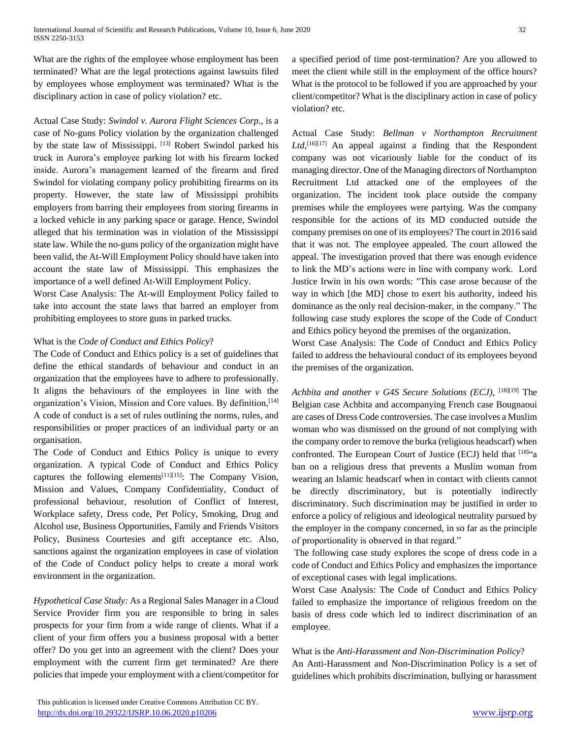What are the rights of the employee whose employment has been terminated? What are the legal protections against lawsuits filed by employees whose employment was terminated? What is the disciplinary action in case of policy violation? etc.

Actual Case Study: *Swindol v. Aurora Flight Sciences Corp*., is a case of No-guns Policy violation by the organization challenged by the state law of Mississippi. [13] Robert Swindol parked his truck in Aurora's employee parking lot with his firearm locked inside. Aurora's management learned of the firearm and fired Swindol for violating company policy prohibiting firearms on its property. However, the state law of Mississippi prohibits employers from barring their employees from storing firearms in a locked vehicle in any parking space or garage. Hence, Swindol alleged that his termination was in violation of the Mississippi state law. While the no-guns policy of the organization might have been valid, the At-Will Employment Policy should have taken into account the state law of Mississippi. This emphasizes the importance of a well defined At-Will Employment Policy.

Worst Case Analysis: The At-will Employment Policy failed to take into account the state laws that barred an employer from prohibiting employees to store guns in parked trucks.

What is the *Code of Conduct and Ethics Policy*?

The Code of Conduct and Ethics policy is a set of guidelines that define the ethical standards of behaviour and conduct in an organization that the employees have to adhere to professionally. It aligns the behaviours of the employees in line with the organization's Vision, Mission and Core values. By definition,[14] A code of conduct is a set of rules outlining the norms, rules, and responsibilities or proper practices of an individual party or an organisation.

The Code of Conduct and Ethics Policy is unique to every organization. A typical Code of Conduct and Ethics Policy captures the following elements[11][15]: The Company Vision, Mission and Values, Company Confidentiality, Conduct of professional behaviour, resolution of Conflict of Interest, Workplace safety, Dress code, Pet Policy, Smoking, Drug and Alcohol use, Business Opportunities, Family and Friends Visitors Policy, Business Courtesies and gift acceptance etc. Also, sanctions against the organization employees in case of violation of the Code of Conduct policy helps to create a moral work environment in the organization.

*Hypothetical Case Study:* As a Regional Sales Manager in a Cloud Service Provider firm you are responsible to bring in sales prospects for your firm from a wide range of clients. What if a client of your firm offers you a business proposal with a better offer? Do you get into an agreement with the client? Does your employment with the current firm get terminated? Are there policies that impede your employment with a client/competitor for a specified period of time post-termination? Are you allowed to meet the client while still in the employment of the office hours? What is the protocol to be followed if you are approached by your client/competitor? What is the disciplinary action in case of policy violation? etc.

Actual Case Study: *Bellman v Northampton Recruitment Ltd*,[16][17] An appeal against a finding that the Respondent company was not vicariously liable for the conduct of its managing director. One of the Managing directors of Northampton Recruitment Ltd attacked one of the employees of the organization. The incident took place outside the company premises while the employees were partying. Was the company responsible for the actions of its MD conducted outside the company premises on one of its employees? The court in 2016 said that it was not. The employee appealed. The court allowed the appeal. The investigation proved that there was enough evidence to link the MD's actions were in line with company work. Lord Justice Irwin in his own words: "This case arose because of the way in which [the MD] chose to exert his authority, indeed his dominance as the only real decision-maker, in the company." The following case study explores the scope of the Code of Conduct and Ethics policy beyond the premises of the organization.

Worst Case Analysis: The Code of Conduct and Ethics Policy failed to address the behavioural conduct of its employees beyond the premises of the organization.

*Achbita and another v G4S Secure Solutions (ECJ)*, [18][19] The Belgian case Achbita and accompanying French case Bougnaoui are cases of Dress Code controversies. The case involves a Muslim woman who was dismissed on the ground of not complying with the company order to remove the burka (religious headscarf) when confronted. The European Court of Justice (ECJ) held that [18]"a ban on a religious dress that prevents a Muslim woman from wearing an Islamic headscarf when in contact with clients cannot be directly discriminatory, but is potentially indirectly discriminatory. Such discrimination may be justified in order to enforce a policy of religious and ideological neutrality pursued by the employer in the company concerned, in so far as the principle of proportionality is observed in that regard."

The following case study explores the scope of dress code in a code of Conduct and Ethics Policy and emphasizes the importance of exceptional cases with legal implications.

Worst Case Analysis: The Code of Conduct and Ethics Policy failed to emphasize the importance of religious freedom on the basis of dress code which led to indirect discrimination of an employee.

What is the *Anti-Harassment and Non-Discrimination Policy*?

An Anti-Harassment and Non-Discrimination Policy is a set of guidelines which prohibits discrimination, bullying or harassment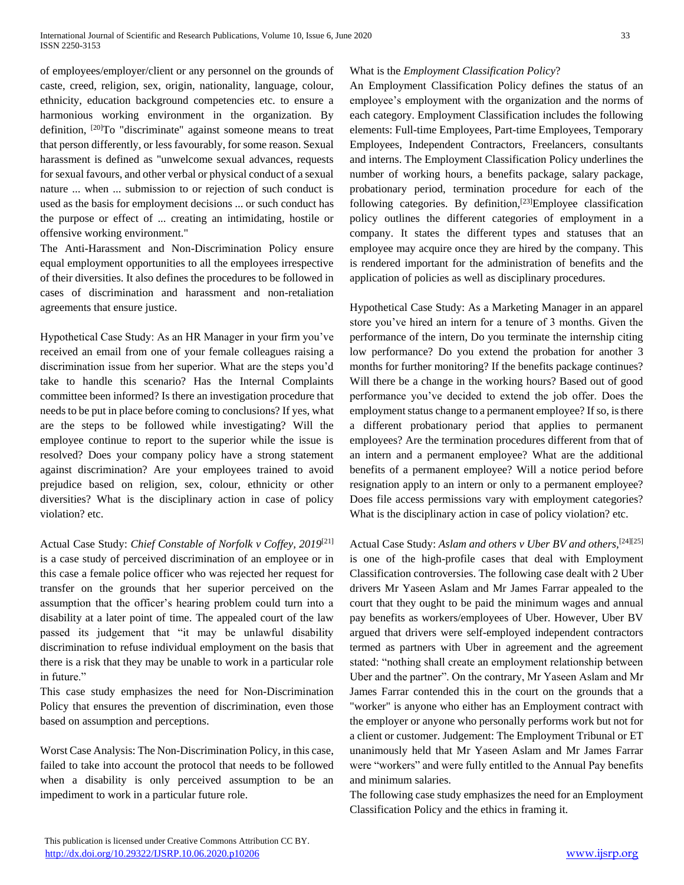of employees/employer/client or any personnel on the grounds of caste, creed, religion, sex, origin, nationality, language, colour, ethnicity, education background competencies etc. to ensure a harmonious working environment in the organization. By definition, [20]To "discriminate" against someone means to treat that person differently, or less favourably, for some reason. Sexual harassment is defined as "unwelcome sexual advances, requests for sexual favours, and other verbal or physical conduct of a sexual nature ... when ... submission to or rejection of such conduct is used as the basis for employment decisions ... or such conduct has the purpose or effect of ... creating an intimidating, hostile or offensive working environment."

The Anti-Harassment and Non-Discrimination Policy ensure equal employment opportunities to all the employees irrespective of their diversities. It also defines the procedures to be followed in cases of discrimination and harassment and non-retaliation agreements that ensure justice.

Hypothetical Case Study: As an HR Manager in your firm you've received an email from one of your female colleagues raising a discrimination issue from her superior. What are the steps you'd take to handle this scenario? Has the Internal Complaints committee been informed? Is there an investigation procedure that needs to be put in place before coming to conclusions? If yes, what are the steps to be followed while investigating? Will the employee continue to report to the superior while the issue is resolved? Does your company policy have a strong statement against discrimination? Are your employees trained to avoid prejudice based on religion, sex, colour, ethnicity or other diversities? What is the disciplinary action in case of policy violation? etc.

Actual Case Study: *Chief Constable of Norfolk v Coffey, 2019*[21] is a case study of perceived discrimination of an employee or in this case a female police officer who was rejected her request for transfer on the grounds that her superior perceived on the assumption that the officer's hearing problem could turn into a disability at a later point of time. The appealed court of the law passed its judgement that "it may be unlawful disability discrimination to refuse individual employment on the basis that there is a risk that they may be unable to work in a particular role in future."

This case study emphasizes the need for Non-Discrimination Policy that ensures the prevention of discrimination, even those based on assumption and perceptions.

Worst Case Analysis: The Non-Discrimination Policy, in this case, failed to take into account the protocol that needs to be followed when a disability is only perceived assumption to be an impediment to work in a particular future role.

What is the *Employment Classification Policy*?

An Employment Classification Policy defines the status of an employee's employment with the organization and the norms of each category. Employment Classification includes the following elements: Full-time Employees, Part-time Employees, Temporary Employees, Independent Contractors, Freelancers, consultants and interns. The Employment Classification Policy underlines the number of working hours, a benefits package, salary package, probationary period, termination procedure for each of the following categories. By definition,[23]Employee classification policy outlines the different categories of employment in a company. It states the different types and statuses that an employee may acquire once they are hired by the company. This is rendered important for the administration of benefits and the application of policies as well as disciplinary procedures.

Hypothetical Case Study: As a Marketing Manager in an apparel store you've hired an intern for a tenure of 3 months. Given the performance of the intern, Do you terminate the internship citing low performance? Do you extend the probation for another 3 months for further monitoring? If the benefits package continues? Will there be a change in the working hours? Based out of good performance you've decided to extend the job offer. Does the employment status change to a permanent employee? If so, is there a different probationary period that applies to permanent employees? Are the termination procedures different from that of an intern and a permanent employee? What are the additional benefits of a permanent employee? Will a notice period before resignation apply to an intern or only to a permanent employee? Does file access permissions vary with employment categories? What is the disciplinary action in case of policy violation? etc.

Actual Case Study: *Aslam and others v Uber BV and others,*[24][25] is one of the high-profile cases that deal with Employment Classification controversies. The following case dealt with 2 Uber drivers Mr Yaseen Aslam and Mr James Farrar appealed to the court that they ought to be paid the minimum wages and annual pay benefits as workers/employees of Uber. However, Uber BV argued that drivers were self-employed independent contractors termed as partners with Uber in agreement and the agreement stated: "nothing shall create an employment relationship between Uber and the partner". On the contrary, Mr Yaseen Aslam and Mr James Farrar contended this in the court on the grounds that a "worker" is anyone who either has an Employment contract with the employer or anyone who personally performs work but not for a client or customer. Judgement: The Employment Tribunal or ET unanimously held that Mr Yaseen Aslam and Mr James Farrar were "workers" and were fully entitled to the Annual Pay benefits and minimum salaries.

The following case study emphasizes the need for an Employment Classification Policy and the ethics in framing it.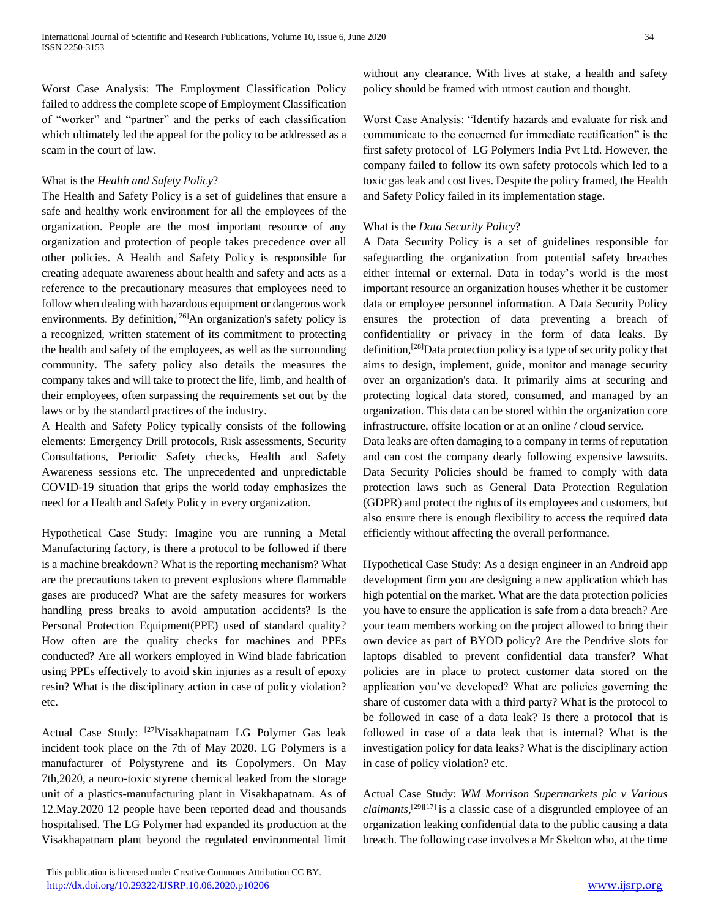Worst Case Analysis: The Employment Classification Policy failed to address the complete scope of Employment Classification of "worker" and "partner" and the perks of each classification which ultimately led the appeal for the policy to be addressed as a scam in the court of law.

What is the *Health and Safety Policy*?

The Health and Safety Policy is a set of guidelines that ensure a safe and healthy work environment for all the employees of the organization. People are the most important resource of any organization and protection of people takes precedence over all other policies. A Health and Safety Policy is responsible for creating adequate awareness about health and safety and acts as a reference to the precautionary measures that employees need to follow when dealing with hazardous equipment or dangerous work environments. By definition,[26]An organization's safety policy is a recognized, written statement of its commitment to protecting the health and safety of the employees, as well as the surrounding community. The safety policy also details the measures the company takes and will take to protect the life, limb, and health of their employees, often surpassing the requirements set out by the laws or by the standard practices of the industry.

A Health and Safety Policy typically consists of the following elements: Emergency Drill protocols, Risk assessments, Security Consultations, Periodic Safety checks, Health and Safety Awareness sessions etc. The unprecedented and unpredictable COVID-19 situation that grips the world today emphasizes the need for a Health and Safety Policy in every organization.

Hypothetical Case Study: Imagine you are running a Metal Manufacturing factory, is there a protocol to be followed if there is a machine breakdown? What is the reporting mechanism? What are the precautions taken to prevent explosions where flammable gases are produced? What are the safety measures for workers handling press breaks to avoid amputation accidents? Is the Personal Protection Equipment(PPE) used of standard quality? How often are the quality checks for machines and PPEs conducted? Are all workers employed in Wind blade fabrication using PPEs effectively to avoid skin injuries as a result of epoxy resin? What is the disciplinary action in case of policy violation? etc.

Actual Case Study: [27]Visakhapatnam LG Polymer Gas leak incident took place on the 7th of May 2020. LG Polymers is a manufacturer of Polystyrene and its Copolymers. On May 7th,2020, a neuro-toxic styrene chemical leaked from the storage unit of a plastics-manufacturing plant in Visakhapatnam. As of 12.May.2020 12 people have been reported dead and thousands hospitalised. The LG Polymer had expanded its production at the Visakhapatnam plant beyond the regulated environmental limit without any clearance. With lives at stake, a health and safety policy should be framed with utmost caution and thought.

Worst Case Analysis: "Identify hazards and evaluate for risk and communicate to the concerned for immediate rectification" is the first safety protocol of LG Polymers India Pvt Ltd. However, the company failed to follow its own safety protocols which led to a toxic gas leak and cost lives. Despite the policy framed, the Health and Safety Policy failed in its implementation stage.

What is the *Data Security Policy*?

A Data Security Policy is a set of guidelines responsible for safeguarding the organization from potential safety breaches either internal or external. Data in today's world is the most important resource an organization houses whether it be customer data or employee personnel information. A Data Security Policy ensures the protection of data preventing a breach of confidentiality or privacy in the form of data leaks. By definition,[28]Data protection policy is a type of security policy that aims to design, implement, guide, monitor and manage security over an organization's data. It primarily aims at securing and protecting logical data stored, consumed, and managed by an organization. This data can be stored within the organization core infrastructure, offsite location or at an online / cloud service.

Data leaks are often damaging to a company in terms of reputation and can cost the company dearly following expensive lawsuits. Data Security Policies should be framed to comply with data protection laws such as General Data Protection Regulation (GDPR) and protect the rights of its employees and customers, but also ensure there is enough flexibility to access the required data efficiently without affecting the overall performance.

Hypothetical Case Study: As a design engineer in an Android app development firm you are designing a new application which has high potential on the market. What are the data protection policies you have to ensure the application is safe from a data breach? Are your team members working on the project allowed to bring their own device as part of BYOD policy? Are the Pendrive slots for laptops disabled to prevent confidential data transfer? What policies are in place to protect customer data stored on the application you've developed? What are policies governing the share of customer data with a third party? What is the protocol to be followed in case of a data leak? Is there a protocol that is followed in case of a data leak that is internal? What is the investigation policy for data leaks? What is the disciplinary action in case of policy violation? etc.

Actual Case Study: *WM Morrison Supermarkets plc v Various claimants*,[29][17] is a classic case of a disgruntled employee of an organization leaking confidential data to the public causing a data breach. The following case involves a Mr Skelton who, at the time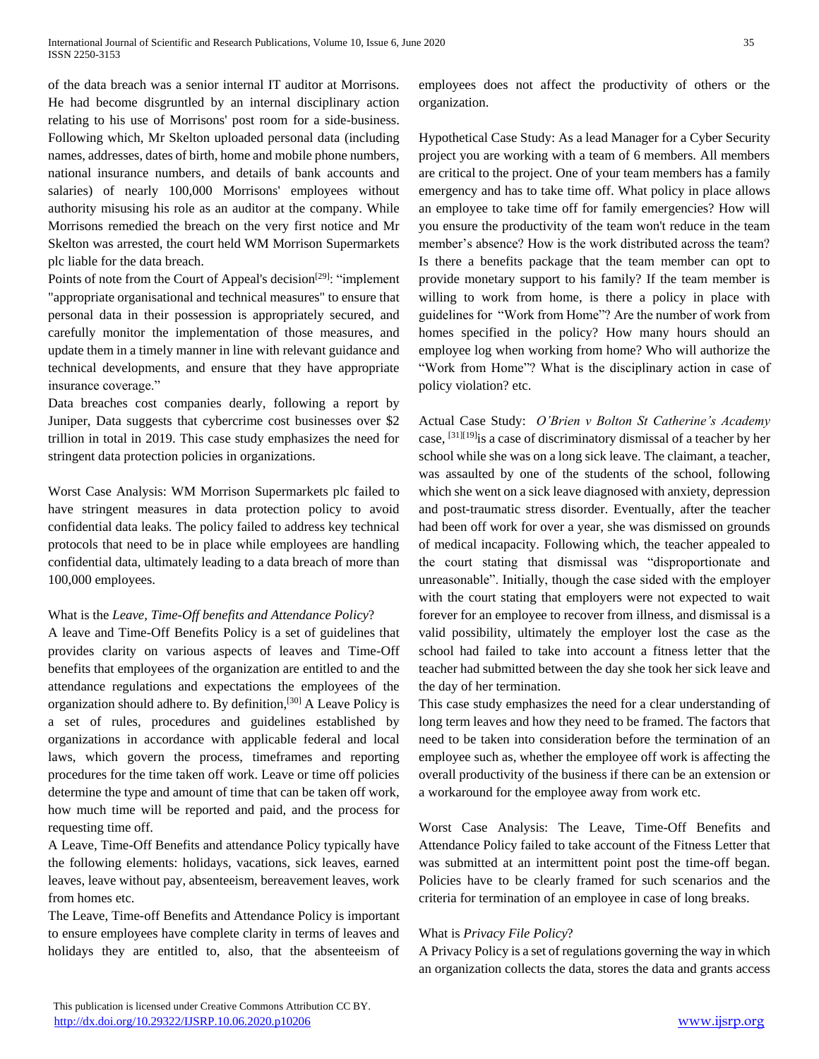of the data breach was a senior internal IT auditor at Morrisons. He had become disgruntled by an internal disciplinary action relating to his use of Morrisons' post room for a side-business. Following which, Mr Skelton uploaded personal data (including names, addresses, dates of birth, home and mobile phone numbers, national insurance numbers, and details of bank accounts and salaries) of nearly 100,000 Morrisons' employees without authority misusing his role as an auditor at the company. While Morrisons remedied the breach on the very first notice and Mr Skelton was arrested, the court held WM Morrison Supermarkets plc liable for the data breach.

Points of note from the Court of Appeal's decision[29]: "implement "appropriate organisational and technical measures" to ensure that personal data in their possession is appropriately secured, and carefully monitor the implementation of those measures, and update them in a timely manner in line with relevant guidance and technical developments, and ensure that they have appropriate insurance coverage."

Data breaches cost companies dearly, following a report by Juniper, Data suggests that cybercrime cost businesses over $2 trillion in total in 2019. This case study emphasizes the need for stringent data protection policies in organizations.

Worst Case Analysis: WM Morrison Supermarkets plc failed to have stringent measures in data protection policy to avoid confidential data leaks. The policy failed to address key technical protocols that need to be in place while employees are handling confidential data, ultimately leading to a data breach of more than 100,000 employees.

What is the *Leave, Time-Off benefits and Attendance Policy*?

A leave and Time-Off Benefits Policy is a set of guidelines that provides clarity on various aspects of leaves and Time-Off benefits that employees of the organization are entitled to and the attendance regulations and expectations the employees of the organization should adhere to. By definition,[30] A Leave Policy is a set of rules, procedures and guidelines established by organizations in accordance with applicable federal and local laws, which govern the process, timeframes and reporting procedures for the time taken off work. Leave or time off policies determine the type and amount of time that can be taken off work, how much time will be reported and paid, and the process for requesting time off.

A Leave, Time-Off Benefits and attendance Policy typically have the following elements: holidays, vacations, sick leaves, earned leaves, leave without pay, absenteeism, bereavement leaves, work from homes etc.

The Leave, Time-off Benefits and Attendance Policy is important to ensure employees have complete clarity in terms of leaves and holidays they are entitled to, also, that the absenteeism of employees does not affect the productivity of others or the organization.

Hypothetical Case Study: As a lead Manager for a Cyber Security project you are working with a team of 6 members. All members are critical to the project. One of your team members has a family emergency and has to take time off. What policy in place allows an employee to take time off for family emergencies? How will you ensure the productivity of the team won't reduce in the team member's absence? How is the work distributed across the team? Is there a benefits package that the team member can opt to provide monetary support to his family? If the team member is willing to work from home, is there a policy in place with guidelines for "Work from Home"? Are the number of work from homes specified in the policy? How many hours should an employee log when working from home? Who will authorize the "Work from Home"? What is the disciplinary action in case of policy violation? etc.

Actual Case Study: *O'Brien v Bolton St Catherine's Academy* case, [31][19]is a case of discriminatory dismissal of a teacher by her school while she was on a long sick leave. The claimant, a teacher, was assaulted by one of the students of the school, following which she went on a sick leave diagnosed with anxiety, depression and post-traumatic stress disorder. Eventually, after the teacher had been off work for over a year, she was dismissed on grounds of medical incapacity. Following which, the teacher appealed to the court stating that dismissal was "disproportionate and unreasonable". Initially, though the case sided with the employer with the court stating that employers were not expected to wait forever for an employee to recover from illness, and dismissal is a valid possibility, ultimately the employer lost the case as the school had failed to take into account a fitness letter that the teacher had submitted between the day she took her sick leave and the day of her termination.

This case study emphasizes the need for a clear understanding of long term leaves and how they need to be framed. The factors that need to be taken into consideration before the termination of an employee such as, whether the employee off work is affecting the overall productivity of the business if there can be an extension or a workaround for the employee away from work etc.

Worst Case Analysis: The Leave, Time-Off Benefits and Attendance Policy failed to take account of the Fitness Letter that was submitted at an intermittent point post the time-off began. Policies have to be clearly framed for such scenarios and the criteria for termination of an employee in case of long breaks.

What is *Privacy File Policy*?

A Privacy Policy is a set of regulations governing the way in which an organization collects the data, stores the data and grants access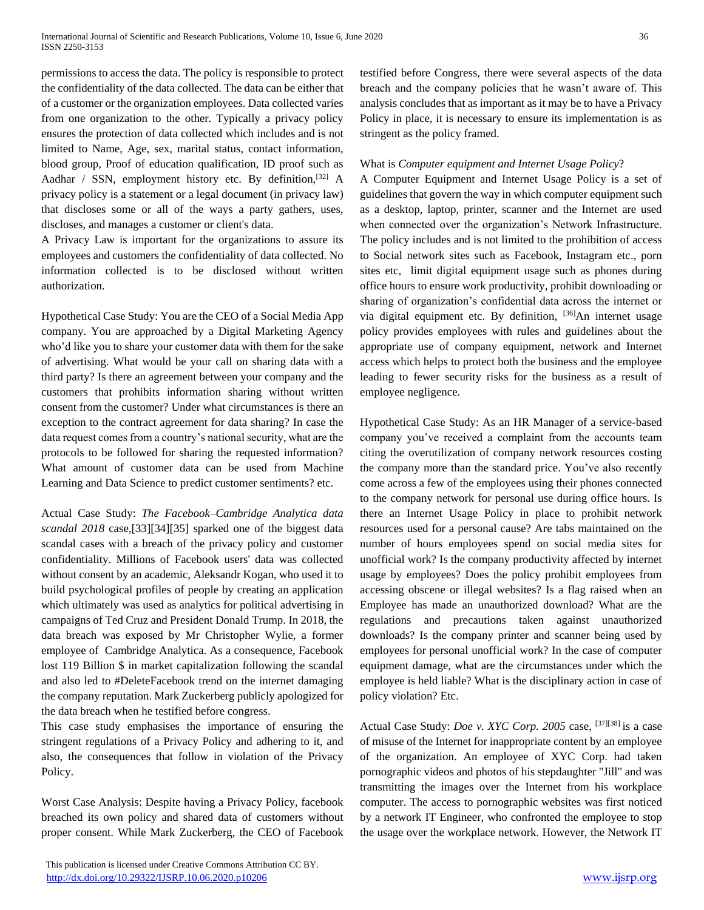permissions to access the data. The policy is responsible to protect the confidentiality of the data collected. The data can be either that of a customer or the organization employees. Data collected varies from one organization to the other. Typically a privacy policy ensures the protection of data collected which includes and is not limited to Name, Age, sex, marital status, contact information, blood group, Proof of education qualification, ID proof such as Aadhar / SSN, employment history etc. By definition,[32] A privacy policy is a statement or a legal document (in privacy law) that discloses some or all of the ways a party gathers, uses, discloses, and manages a customer or client's data.

A Privacy Law is important for the organizations to assure its employees and customers the confidentiality of data collected. No information collected is to be disclosed without written authorization.

Hypothetical Case Study: You are the CEO of a Social Media App company. You are approached by a Digital Marketing Agency who'd like you to share your customer data with them for the sake of advertising. What would be your call on sharing data with a third party? Is there an agreement between your company and the customers that prohibits information sharing without written consent from the customer? Under what circumstances is there an exception to the contract agreement for data sharing? In case the data request comes from a country's national security, what are the protocols to be followed for sharing the requested information? What amount of customer data can be used from Machine Learning and Data Science to predict customer sentiments? etc.

Actual Case Study: *The Facebook–Cambridge Analytica data scandal 2018* case,[33][34][35] sparked one of the biggest data scandal cases with a breach of the privacy policy and customer confidentiality. Millions of Facebook users' data was collected without consent by an academic, Aleksandr Kogan, who used it to build psychological profiles of people by creating an application which ultimately was used as analytics for political advertising in campaigns of Ted Cruz and President Donald Trump. In 2018, the data breach was exposed by Mr Christopher Wylie, a former employee of Cambridge Analytica. As a consequence, Facebook lost 119 Billion $ in market capitalization following the scandal and also led to #DeleteFacebook trend on the internet damaging the company reputation. Mark Zuckerberg publicly apologized for the data breach when he testified before congress.

This case study emphasises the importance of ensuring the stringent regulations of a Privacy Policy and adhering to it, and also, the consequences that follow in violation of the Privacy Policy.

Worst Case Analysis: Despite having a Privacy Policy, facebook breached its own policy and shared data of customers without proper consent. While Mark Zuckerberg, the CEO of Facebook testified before Congress, there were several aspects of the data breach and the company policies that he wasn't aware of. This analysis concludes that as important as it may be to have a Privacy Policy in place, it is necessary to ensure its implementation is as stringent as the policy framed.

What is *Computer equipment and Internet Usage Policy*?

A Computer Equipment and Internet Usage Policy is a set of guidelines that govern the way in which computer equipment such as a desktop, laptop, printer, scanner and the Internet are used when connected over the organization's Network Infrastructure. The policy includes and is not limited to the prohibition of access to Social network sites such as Facebook, Instagram etc., porn sites etc, limit digital equipment usage such as phones during office hours to ensure work productivity, prohibit downloading or sharing of organization's confidential data across the internet or via digital equipment etc. By definition, [36]An internet usage policy provides employees with rules and guidelines about the appropriate use of company equipment, network and Internet access which helps to protect both the business and the employee leading to fewer security risks for the business as a result of employee negligence.

Hypothetical Case Study: As an HR Manager of a service-based company you've received a complaint from the accounts team citing the overutilization of company network resources costing the company more than the standard price. You've also recently come across a few of the employees using their phones connected to the company network for personal use during office hours. Is there an Internet Usage Policy in place to prohibit network resources used for a personal cause? Are tabs maintained on the number of hours employees spend on social media sites for unofficial work? Is the company productivity affected by internet usage by employees? Does the policy prohibit employees from accessing obscene or illegal websites? Is a flag raised when an Employee has made an unauthorized download? What are the regulations and precautions taken against unauthorized downloads? Is the company printer and scanner being used by employees for personal unofficial work? In the case of computer equipment damage, what are the circumstances under which the employee is held liable? What is the disciplinary action in case of policy violation? Etc.

Actual Case Study: *Doe v. XYC Corp. 2005* case, [37][38] is a case of misuse of the Internet for inappropriate content by an employee of the organization. An employee of XYC Corp. had taken pornographic videos and photos of his stepdaughter "Jill" and was transmitting the images over the Internet from his workplace computer. The access to pornographic websites was first noticed by a network IT Engineer, who confronted the employee to stop the usage over the workplace network. However, the Network IT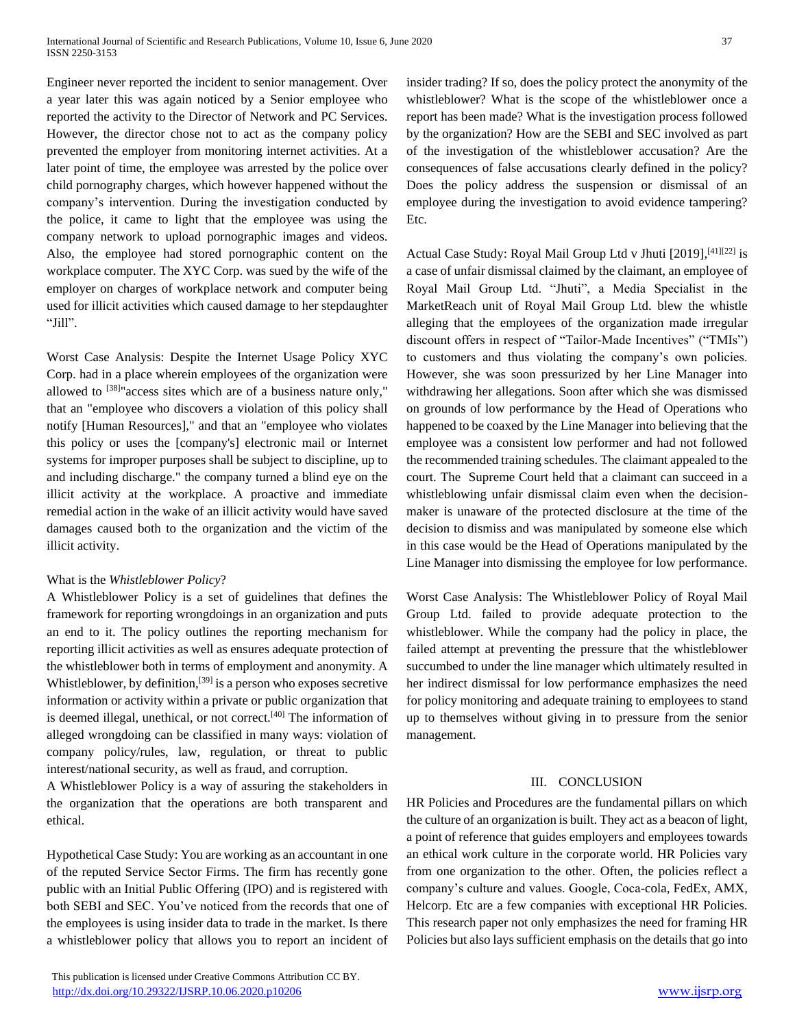Engineer never reported the incident to senior management. Over a year later this was again noticed by a Senior employee who reported the activity to the Director of Network and PC Services. However, the director chose not to act as the company policy prevented the employer from monitoring internet activities. At a later point of time, the employee was arrested by the police over child pornography charges, which however happened without the company's intervention. During the investigation conducted by the police, it came to light that the employee was using the company network to upload pornographic images and videos. Also, the employee had stored pornographic content on the workplace computer. The XYC Corp. was sued by the wife of the employer on charges of workplace network and computer being used for illicit activities which caused damage to her stepdaughter "Jill".

Worst Case Analysis: Despite the Internet Usage Policy XYC Corp. had in a place wherein employees of the organization were allowed to [38]"access sites which are of a business nature only," that an "employee who discovers a violation of this policy shall notify [Human Resources]," and that an "employee who violates this policy or uses the [company's] electronic mail or Internet systems for improper purposes shall be subject to discipline, up to and including discharge." the company turned a blind eye on the illicit activity at the workplace. A proactive and immediate remedial action in the wake of an illicit activity would have saved damages caused both to the organization and the victim of the illicit activity.

What is the *Whistleblower Policy*?

A Whistleblower Policy is a set of guidelines that defines the framework for reporting wrongdoings in an organization and puts an end to it. The policy outlines the reporting mechanism for reporting illicit activities as well as ensures adequate protection of the whistleblower both in terms of employment and anonymity. A Whistleblower, by definition,[39] is a person who exposes secretive information or activity within a private or public organization that is deemed illegal, unethical, or not correct.[40] The information of alleged wrongdoing can be classified in many ways: violation of company policy/rules, law, regulation, or threat to public interest/national security, as well as fraud, and corruption.

A Whistleblower Policy is a way of assuring the stakeholders in the organization that the operations are both transparent and ethical.

Hypothetical Case Study: You are working as an accountant in one of the reputed Service Sector Firms. The firm has recently gone public with an Initial Public Offering (IPO) and is registered with both SEBI and SEC. You've noticed from the records that one of the employees is using insider data to trade in the market. Is there a whistleblower policy that allows you to report an incident of insider trading? If so, does the policy protect the anonymity of the whistleblower? What is the scope of the whistleblower once a report has been made? What is the investigation process followed by the organization? How are the SEBI and SEC involved as part of the investigation of the whistleblower accusation? Are the consequences of false accusations clearly defined in the policy? Does the policy address the suspension or dismissal of an employee during the investigation to avoid evidence tampering? Etc.

Actual Case Study: Royal Mail Group Ltd v Jhuti [2019],[41][22] is a case of unfair dismissal claimed by the claimant, an employee of Royal Mail Group Ltd. "Jhuti", a Media Specialist in the MarketReach unit of Royal Mail Group Ltd. blew the whistle alleging that the employees of the organization made irregular discount offers in respect of "Tailor-Made Incentives" ("TMIs") to customers and thus violating the company's own policies. However, she was soon pressurized by her Line Manager into withdrawing her allegations. Soon after which she was dismissed on grounds of low performance by the Head of Operations who happened to be coaxed by the Line Manager into believing that the employee was a consistent low performer and had not followed the recommended training schedules. The claimant appealed to the court. The Supreme Court held that a claimant can succeed in a whistleblowing unfair dismissal claim even when the decision-maker is unaware of the protected disclosure at the time of the decision to dismiss and was manipulated by someone else which in this case would be the Head of Operations manipulated by the Line Manager into dismissing the employee for low performance.

Worst Case Analysis: The Whistleblower Policy of Royal Mail Group Ltd. failed to provide adequate protection to the whistleblower. While the company had the policy in place, the failed attempt at preventing the pressure that the whistleblower succumbed to under the line manager which ultimately resulted in her indirect dismissal for low performance emphasizes the need for policy monitoring and adequate training to employees to stand up to themselves without giving in to pressure from the senior management.

## III. CONCLUSION

HR Policies and Procedures are the fundamental pillars on which the culture of an organization is built. They act as a beacon of light, a point of reference that guides employers and employees towards an ethical work culture in the corporate world. HR Policies vary from one organization to the other. Often, the policies reflect a company's culture and values. Google, Coca-cola, FedEx, AMX, Helcorp. Etc are a few companies with exceptional HR Policies. This research paper not only emphasizes the need for framing HR Policies but also lays sufficient emphasis on the details that go into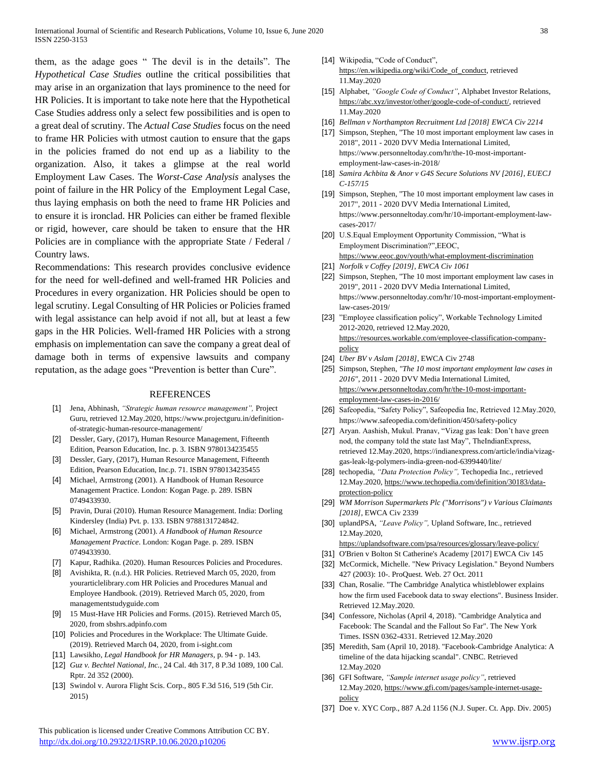them, as the adage goes " The devil is in the details". The *Hypothetical Case Studies* outline the critical possibilities that may arise in an organization that lays prominence to the need for HR Policies. It is important to take note here that the Hypothetical Case Studies address only a select few possibilities and is open to a great deal of scrutiny. The *Actual Case Studies* focus on the need to frame HR Policies with utmost caution to ensure that the gaps in the policies framed do not end up as a liability to the organization. Also, it takes a glimpse at the real world Employment Law Cases. The *Worst-Case Analysis* analyses the point of failure in the HR Policy of the Employment Legal Case, thus laying emphasis on both the need to frame HR Policies and to ensure it is ironclad. HR Policies can either be framed flexible or rigid, however, care should be taken to ensure that the HR Policies are in compliance with the appropriate State / Federal / Country laws.

Recommendations: This research provides conclusive evidence for the need for well-defined and well-framed HR Policies and Procedures in every organization. HR Policies should be open to legal scrutiny. Legal Consulting of HR Policies or Policies framed with legal assistance can help avoid if not all, but at least a few gaps in the HR Policies. Well-framed HR Policies with a strong emphasis on implementation can save the company a great deal of damage both in terms of expensive lawsuits and company reputation, as the adage goes "Prevention is better than Cure".

## REFERENCES

[1] Jena, Abhinash, *"Strategic human resource management",* Project Guru, retrieved 12.May.2020, https://www.projectguru.in/definition-of-strategic-human-resource-management/

[2] Dessler, Gary, (2017), Human Resource Management, Fifteenth Edition, Pearson Education, Inc. p. 3. ISBN 9780134235455

[3] Dessler, Gary, (2017), Human Resource Management, Fifteenth Edition, Pearson Education, Inc.p. 71. ISBN 9780134235455

[4] Michael, Armstrong (2001). A Handbook of Human Resource Management Practice. London: Kogan Page. p. 289. ISBN 0749433930.

[5] Pravin, Durai (2010). Human Resource Management. India: Dorling Kindersley (India) Pvt. p. 133. ISBN 9788131724842.

[6] Michael, Armstrong (2001). *A Handbook of Human Resource Management Practice*. London: Kogan Page. p. 289. ISBN 0749433930.

[7] Kapur, Radhika. (2020). Human Resources Policies and Procedures.

[8] Avishikta, R. (n.d.). HR Policies. Retrieved March 05, 2020, from yourarticlelibrary.com HR Policies and Procedures Manual and Employee Handbook. (2019). Retrieved March 05, 2020, from managementstudyguide.com

[9] 15 Must-Have HR Policies and Forms. (2015). Retrieved March 05, 2020, from sbshrs.adpinfo.com

[10] Policies and Procedures in the Workplace: The Ultimate Guide. (2019). Retrieved March 04, 2020, from i-sight.com

[11] Lawsikho, *Legal Handbook for HR Managers,* p. 94 - p. 143.

[12] *Guz v. Bechtel National, Inc.,* 24 Cal. 4th 317, 8 P.3d 1089, 100 Cal. Rptr. 2d 352 (2000).

[13] Swindol v. Aurora Flight Scis. Corp., 805 F.3d 516, 519 (5th Cir. 2015)

[14] Wikipedia, "Code of Conduct", https://en.wikipedia.org/wiki/Code_of_conduct, retrieved 11.May.2020

[15] Alphabet, *"Google Code of Conduct"*, Alphabet Investor Relations, https://abc.xyz/investor/other/google-code-of-conduct/, retrieved 11.May.2020

[16] *Bellman v Northampton Recruitment Ltd [2018] EWCA Civ 2214*

[17] Simpson, Stephen, "The 10 most important employment law cases in 2018", 2011 - 2020 DVV Media International Limited, https://www.personneltoday.com/hr/the-10-most-important-employment-law-cases-in-2018/

[18] *Samira Achbita & Anor v G4S Secure Solutions NV [2016], EUECJ C-157/15*

[19] Simpson, Stephen, "The 10 most important employment law cases in 2017", 2011 - 2020 DVV Media International Limited, https://www.personneltoday.com/hr/10-important-employment-law-cases-2017/

[20] U.S.Equal Employment Opportunity Commission, "What is Employment Discrimination?",EEOC, https://www.eeoc.gov/youth/what-employment-discrimination

[21] *Norfolk v Coffey [2019], EWCA Civ 1061*

[22] Simpson, Stephen, "The 10 most important employment law cases in 2019", 2011 - 2020 DVV Media International Limited, https://www.personneltoday.com/hr/10-most-important-employment-law-cases-2019/

[23] "Employee classification policy", Workable Technology Limited 2012-2020, retrieved 12.May.2020, https://resources.workable.com/employee-classification-company-policy

[24] *Uber BV v Aslam [2018]*, EWCA Civ 2748

[25] Simpson, Stephen, *"The 10 most important employment law cases in 2016"*, 2011 - 2020 DVV Media International Limited, https://www.personneltoday.com/hr/the-10-most-important-employment-law-cases-in-2016/

[26] Safeopedia, "Safety Policy", Safeopedia Inc, Retrieved 12.May.2020, https://www.safeopedia.com/definition/450/safety-policy

[27] Aryan. Aashish, Mukul. Pranav, "Vizag gas leak: Don't have green nod, the company told the state last May", TheIndianExpress, retrieved 12.May.2020, https://indianexpress.com/article/india/vizag-gas-leak-lg-polymers-india-green-nod-6399440/lite/

[28] techopedia, *"Data Protection Policy",* Techopedia Inc., retrieved 12.May.2020, https://www.techopedia.com/definition/30183/data-protection-policy

[29] *WM Morrison Supermarkets Plc ("Morrisons") v Various Claimants [2018]*, EWCA Civ 2339

[30] uplandPSA, *"Leave Policy",* Upland Software, Inc., retrieved 12.May.2020, https://uplandsoftware.com/psa/resources/glossary/leave-policy/

[31] O'Brien v Bolton St Catherine's Academy [2017] EWCA Civ 145

[32] McCormick, Michelle. "New Privacy Legislation." Beyond Numbers 427 (2003): 10-. ProQuest. Web. 27 Oct. 2011

[33] Chan, Rosalie. "The Cambridge Analytica whistleblower explains how the firm used Facebook data to sway elections". Business Insider. Retrieved 12.May.2020.

[34] Confessore, Nicholas (April 4, 2018). "Cambridge Analytica and Facebook: The Scandal and the Fallout So Far". The New York Times. ISSN 0362-4331. Retrieved 12.May.2020

[35] Meredith, Sam (April 10, 2018). "Facebook-Cambridge Analytica: A timeline of the data hijacking scandal". CNBC. Retrieved 12.May.2020

[36] GFI Software, *"Sample internet usage policy"*, retrieved 12.May.2020, https://www.gfi.com/pages/sample-internet-usage-policy

[37] Doe v. XYC Corp., 887 A.2d 1156 (N.J. Super. Ct. App. Div. 2005)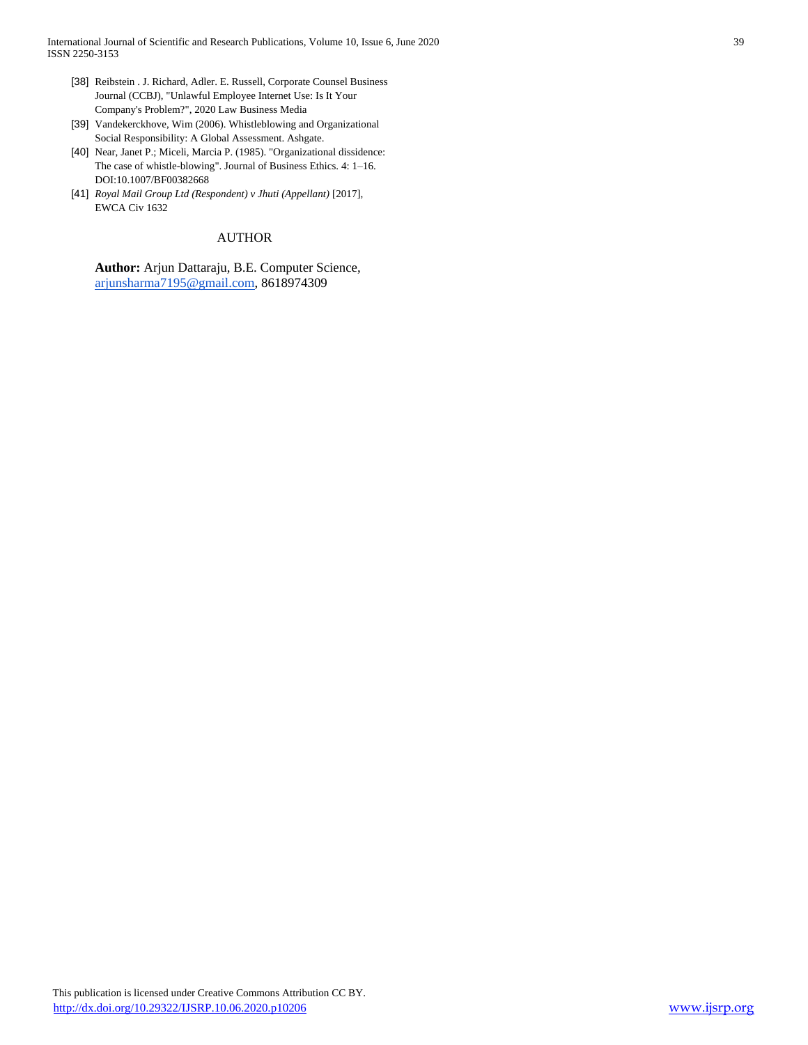[38] Reibstein . J. Richard, Adler. E. Russell, Corporate Counsel Business Journal (CCBJ), "Unlawful Employee Internet Use: Is It Your Company's Problem?", 2020 Law Business Media

[39] Vandekerckhove, Wim (2006). Whistleblowing and Organizational Social Responsibility: A Global Assessment. Ashgate.

[40] Near, Janet P.; Miceli, Marcia P. (1985). "Organizational dissidence: The case of whistle-blowing". Journal of Business Ethics. 4: 1–16. DOI:10.1007/BF00382668

[41] *Royal Mail Group Ltd (Respondent) v Jhuti (Appellant)* [2017], EWCA Civ 1632

## AUTHOR

**Author:** Arjun Dattaraju, B.E. Computer Science, arjunsharma7195@gmail.com, 8618974309